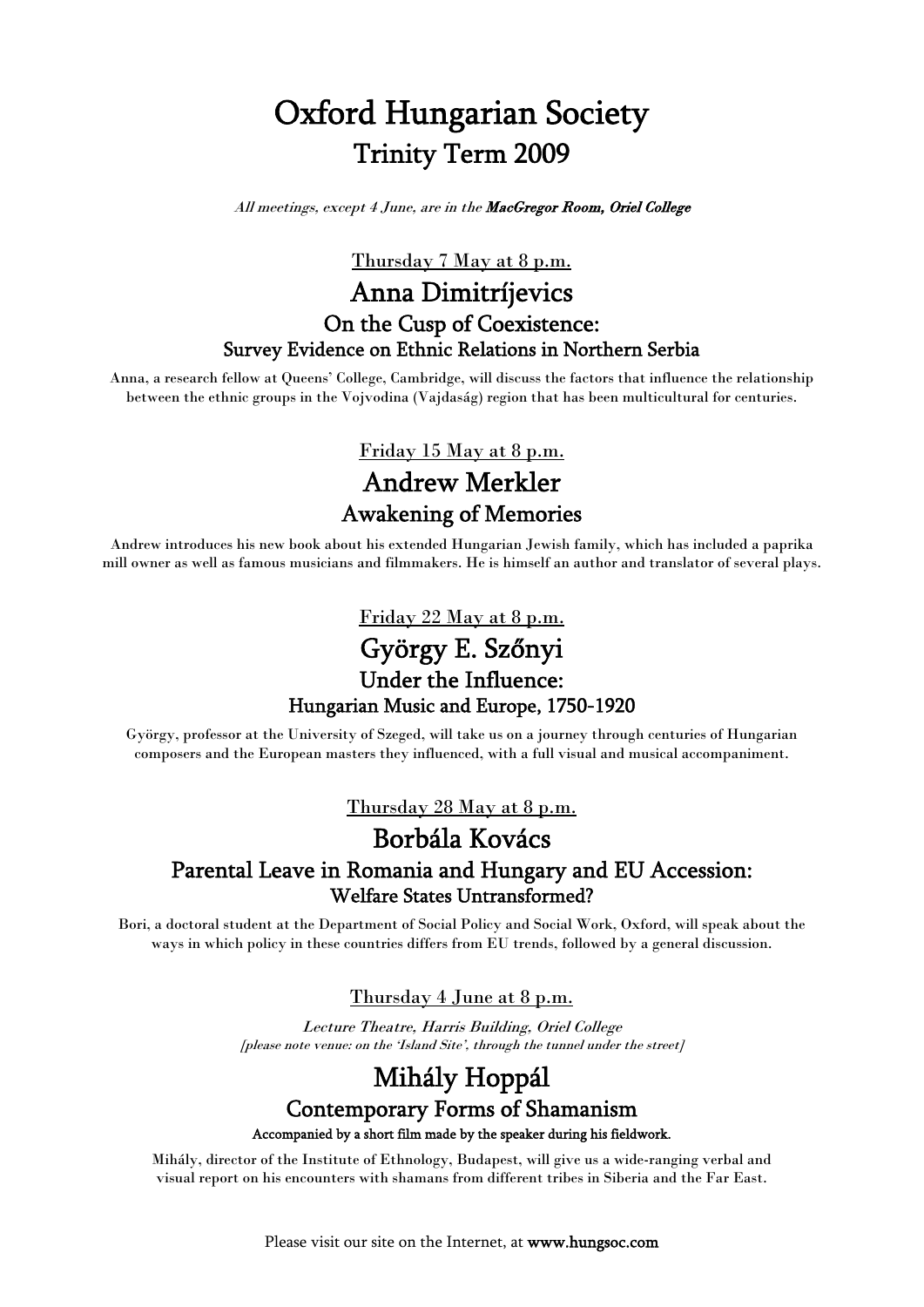# Oxford Hungarian Society
## Trinity Term 2009

*All meetings, except 4 June, are in the **MacGregor Room, Oriel College***

Thursday 7 May at 8 p.m.

## Anna Dimitríjevics
### On the Cusp of Coexistence:
### Survey Evidence on Ethnic Relations in Northern Serbia

Anna, a research fellow at Queens' College, Cambridge, will discuss the factors that influence the relationship between the ethnic groups in the Vojvodina (Vajdaság) region that has been multicultural for centuries.

Friday 15 May at 8 p.m.

## Andrew Merkler
### Awakening of Memories

Andrew introduces his new book about his extended Hungarian Jewish family, which has included a paprika mill owner as well as famous musicians and filmmakers. He is himself an author and translator of several plays.

Friday 22 May at 8 p.m.

## György E. Szőnyi
### Under the Influence:
### Hungarian Music and Europe, 1750-1920

György, professor at the University of Szeged, will take us on a journey through centuries of Hungarian composers and the European masters they influenced, with a full visual and musical accompaniment.

Thursday 28 May at 8 p.m.

## Borbála Kovács
### Parental Leave in Romania and Hungary and EU Accession:
### Welfare States Untransformed?

Bori, a doctoral student at the Department of Social Policy and Social Work, Oxford, will speak about the ways in which policy in these countries differs from EU trends, followed by a general discussion.

Thursday 4 June at 8 p.m.

*Lecture Theatre, Harris Building, Oriel College*
*[please note venue: on the 'Island Site', through the tunnel under the street]*

## Mihály Hoppál
### Contemporary Forms of Shamanism

**Accompanied by a short film made by the speaker during his fieldwork.**

Mihály, director of the Institute of Ethnology, Budapest, will give us a wide-ranging verbal and visual report on his encounters with shamans from different tribes in Siberia and the Far East.

Please visit our site on the Internet, at **www.hungsoc.com**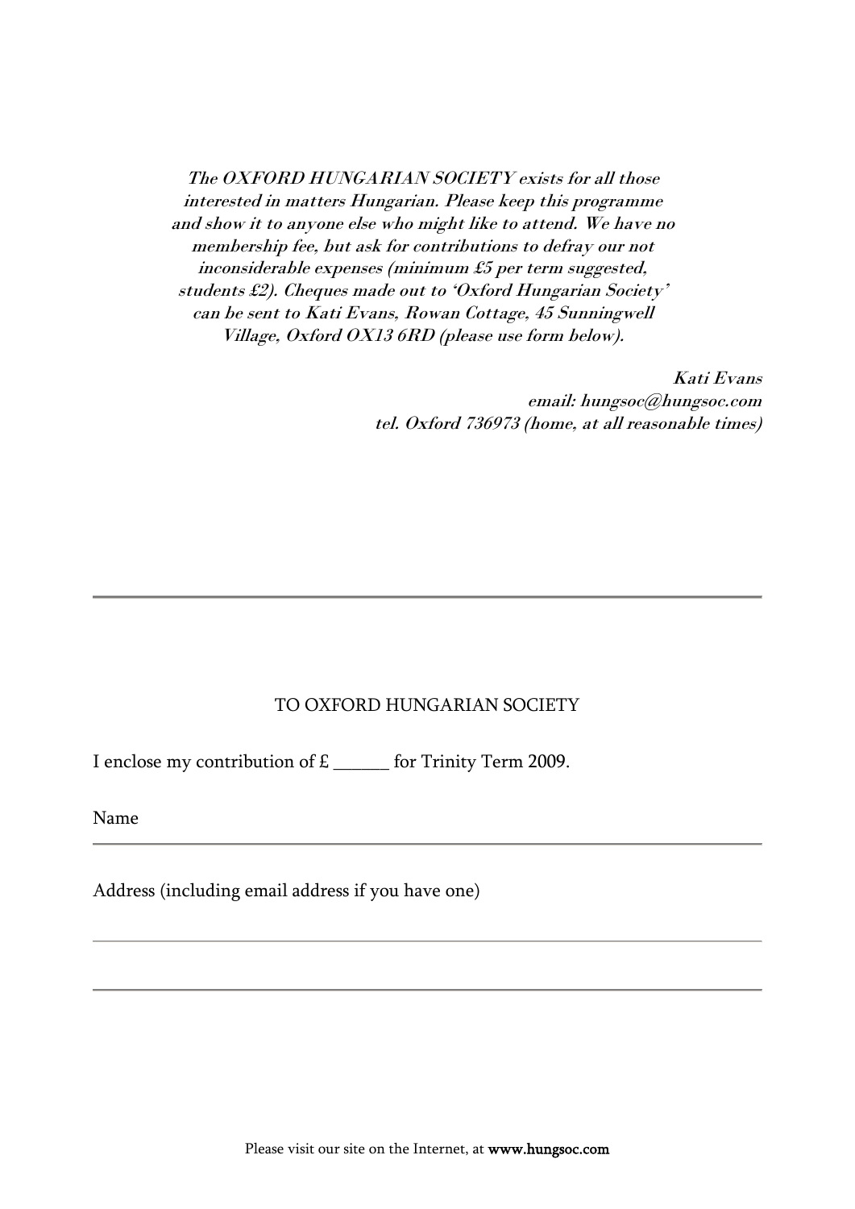*The OXFORD HUNGARIAN SOCIETY exists for all those interested in matters Hungarian. Please keep this programme and show it to anyone else who might like to attend. We have no membership fee, but ask for contributions to defray our not inconsiderable expenses (minimum £5 per term suggested, students £2). Cheques made out to 'Oxford Hungarian Society' can be sent to Kati Evans, Rowan Cottage, 45 Sunningwell Village, Oxford OX13 6RD (please use form below).*

*Kati Evans*
*email: hungsoc@hungsoc.com*
*tel. Oxford 736973 (home, at all reasonable times)*

---

TO OXFORD HUNGARIAN SOCIETY

I enclose my contribution of £ ______ for Trinity Term 2009.

Name

---

Address (including email address if you have one)

---

---

Please visit our site on the Internet, at **www.hungsoc.com**